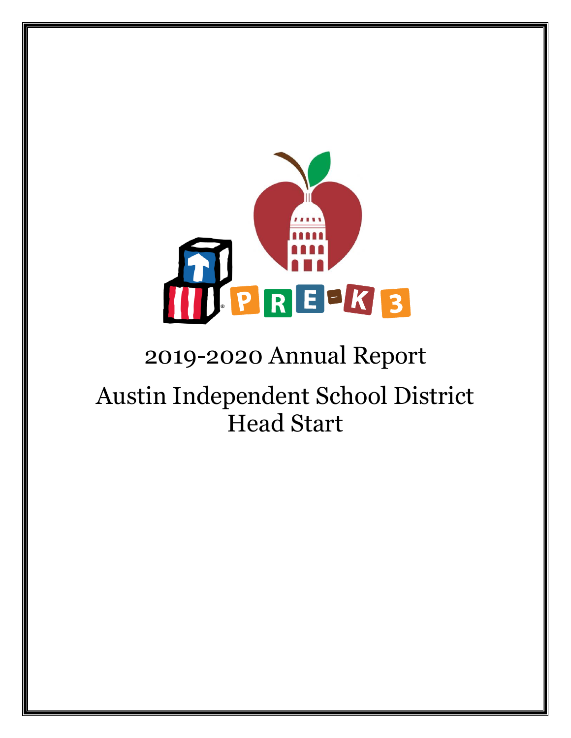# 2019-2020 Annual Report

# Austin Independent School District Head Start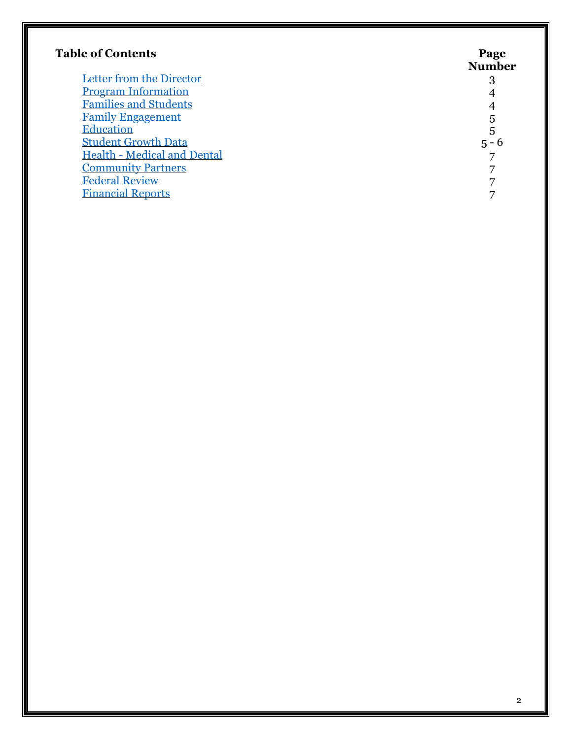## Table of Contents

| | Page Number |
|---|---|
| Letter from the Director | 3 |
| Program Information | 4 |
| Families and Students | 4 |
| Family Engagement | 5 |
| Education | 5 |
| Student Growth Data | 5 - 6 |
| Health - Medical and Dental | 7 |
| Community Partners | 7 |
| Federal Review | 7 |
| Financial Reports | 7 |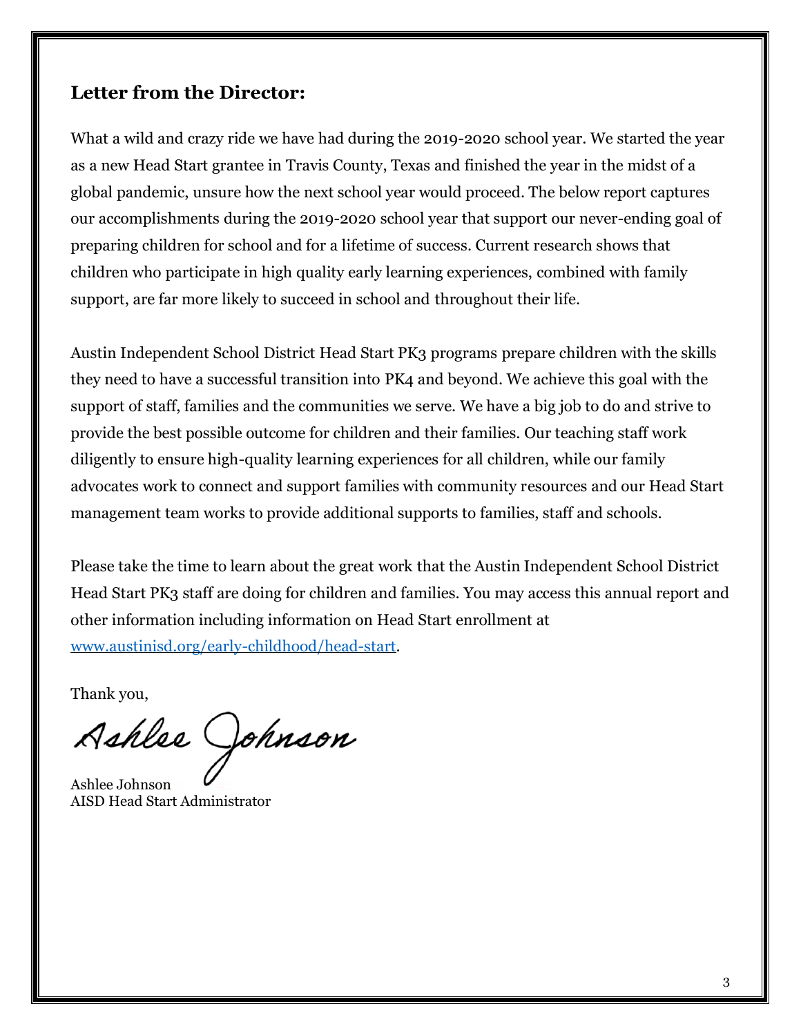## Letter from the Director:

What a wild and crazy ride we have had during the 2019-2020 school year. We started the year as a new Head Start grantee in Travis County, Texas and finished the year in the midst of a global pandemic, unsure how the next school year would proceed. The below report captures our accomplishments during the 2019-2020 school year that support our never-ending goal of preparing children for school and for a lifetime of success. Current research shows that children who participate in high quality early learning experiences, combined with family support, are far more likely to succeed in school and throughout their life.

Austin Independent School District Head Start PK3 programs prepare children with the skills they need to have a successful transition into PK4 and beyond. We achieve this goal with the support of staff, families and the communities we serve. We have a big job to do and strive to provide the best possible outcome for children and their families. Our teaching staff work diligently to ensure high-quality learning experiences for all children, while our family advocates work to connect and support families with community resources and our Head Start management team works to provide additional supports to families, staff and schools.

Please take the time to learn about the great work that the Austin Independent School District Head Start PK3 staff are doing for children and families. You may access this annual report and other information including information on Head Start enrollment at [www.austinisd.org/early-childhood/head-start](http://www.austinisd.org/early-childhood/head-start).

Thank you,

Ashlee Johnson

Ashlee Johnson
AISD Head Start Administrator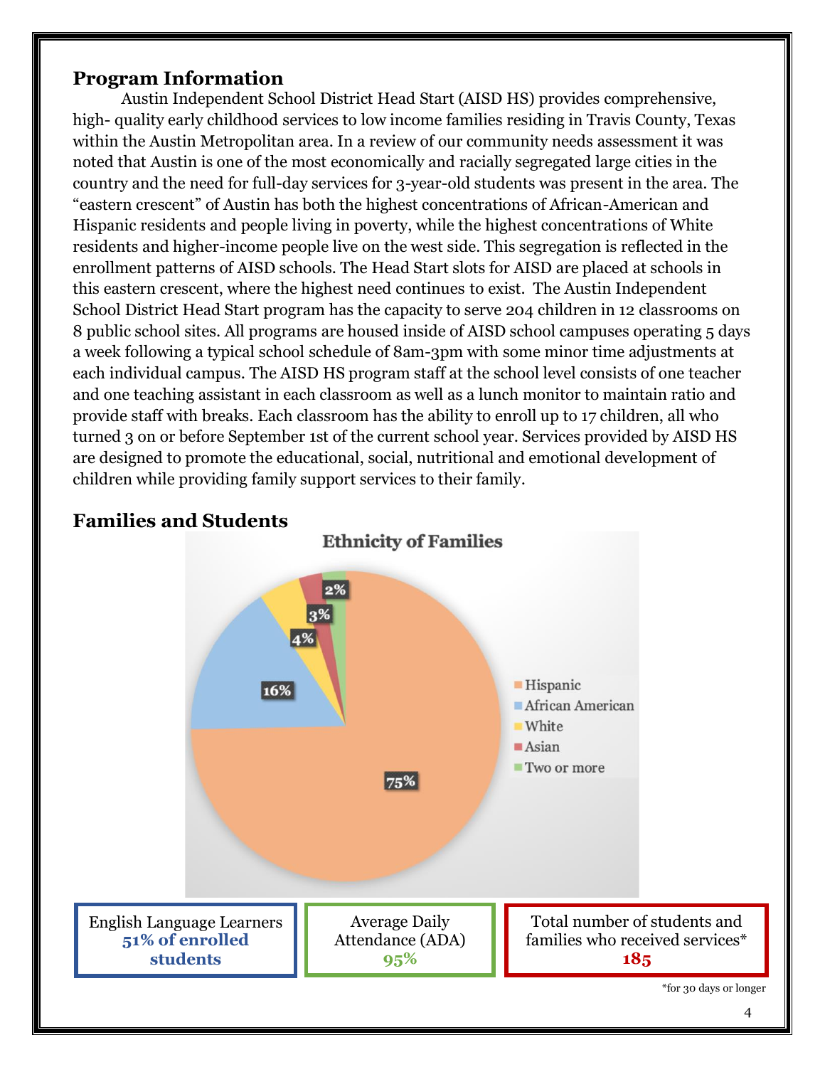## Program Information

Austin Independent School District Head Start (AISD HS) provides comprehensive, high- quality early childhood services to low income families residing in Travis County, Texas within the Austin Metropolitan area. In a review of our community needs assessment it was noted that Austin is one of the most economically and racially segregated large cities in the country and the need for full-day services for 3-year-old students was present in the area. The "eastern crescent" of Austin has both the highest concentrations of African-American and Hispanic residents and people living in poverty, while the highest concentrations of White residents and higher-income people live on the west side. This segregation is reflected in the enrollment patterns of AISD schools. The Head Start slots for AISD are placed at schools in this eastern crescent, where the highest need continues to exist. The Austin Independent School District Head Start program has the capacity to serve 204 children in 12 classrooms on 8 public school sites. All programs are housed inside of AISD school campuses operating 5 days a week following a typical school schedule of 8am-3pm with some minor time adjustments at each individual campus. The AISD HS program staff at the school level consists of one teacher and one teaching assistant in each classroom as well as a lunch monitor to maintain ratio and provide staff with breaks. Each classroom has the ability to enroll up to 17 children, all who turned 3 on or before September 1st of the current school year. Services provided by AISD HS are designed to promote the educational, social, nutritional and emotional development of children while providing family support services to their family.

## Families and Students

**Ethnicity of Families**

| Ethnicity | Percent |
|---|---|
| Hispanic | 75% |
| African American | 16% |
| White | 4% |
| Asian | 3% |
| Two or more | 2% |

| English Language Learners | Average Daily Attendance (ADA) | Total number of students and families who received services* |
|---|---|---|
| **51% of enrolled students** | **95%** | **185** |

*for 30 days or longer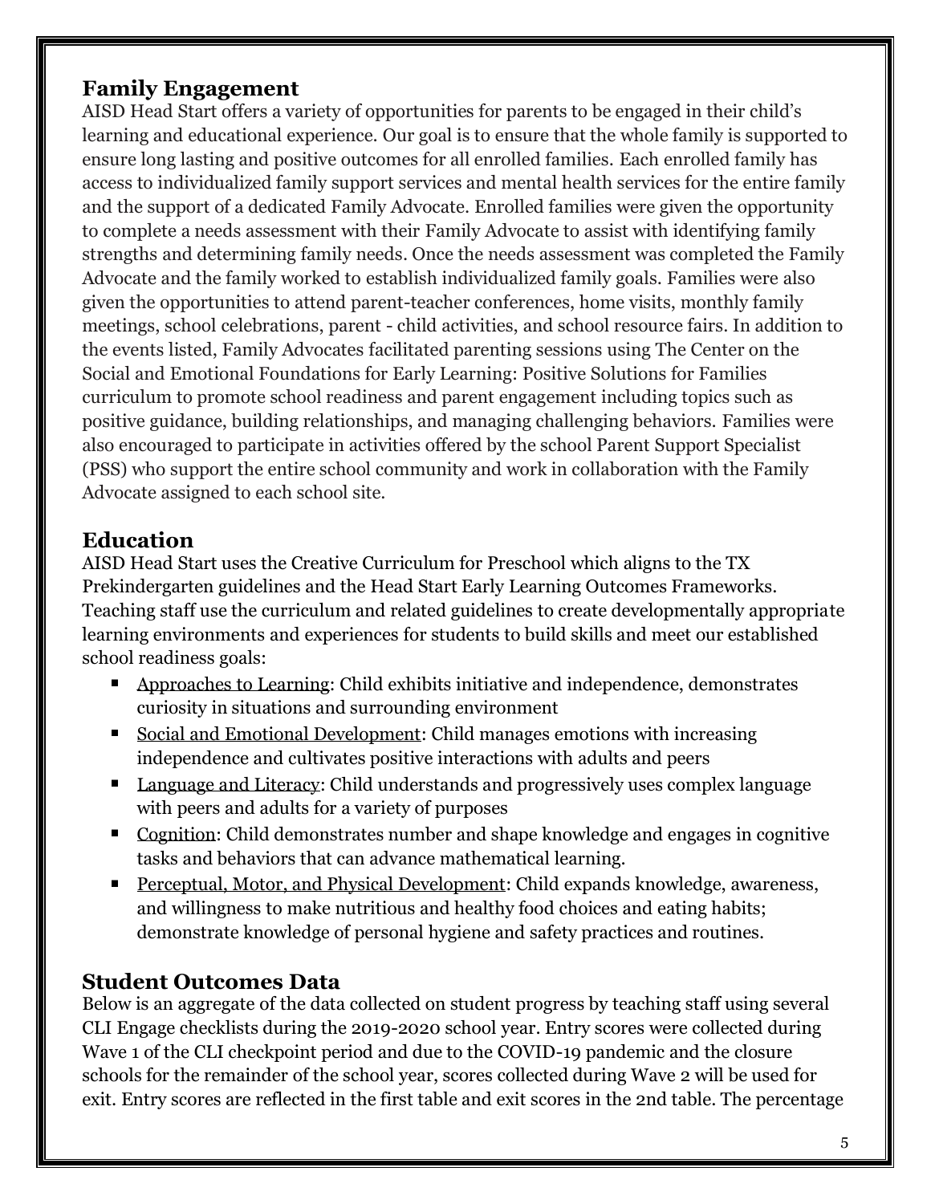## Family Engagement

AISD Head Start offers a variety of opportunities for parents to be engaged in their child's learning and educational experience. Our goal is to ensure that the whole family is supported to ensure long lasting and positive outcomes for all enrolled families. Each enrolled family has access to individualized family support services and mental health services for the entire family and the support of a dedicated Family Advocate. Enrolled families were given the opportunity to complete a needs assessment with their Family Advocate to assist with identifying family strengths and determining family needs. Once the needs assessment was completed the Family Advocate and the family worked to establish individualized family goals. Families were also given the opportunities to attend parent-teacher conferences, home visits, monthly family meetings, school celebrations, parent - child activities, and school resource fairs. In addition to the events listed, Family Advocates facilitated parenting sessions using The Center on the Social and Emotional Foundations for Early Learning: Positive Solutions for Families curriculum to promote school readiness and parent engagement including topics such as positive guidance, building relationships, and managing challenging behaviors. Families were also encouraged to participate in activities offered by the school Parent Support Specialist (PSS) who support the entire school community and work in collaboration with the Family Advocate assigned to each school site.

## Education

AISD Head Start uses the Creative Curriculum for Preschool which aligns to the TX Prekindergarten guidelines and the Head Start Early Learning Outcomes Frameworks. Teaching staff use the curriculum and related guidelines to create developmentally appropriate learning environments and experiences for students to build skills and meet our established school readiness goals:

- Approaches to Learning: Child exhibits initiative and independence, demonstrates curiosity in situations and surrounding environment
- Social and Emotional Development: Child manages emotions with increasing independence and cultivates positive interactions with adults and peers
- Language and Literacy: Child understands and progressively uses complex language with peers and adults for a variety of purposes
- Cognition: Child demonstrates number and shape knowledge and engages in cognitive tasks and behaviors that can advance mathematical learning.
- Perceptual, Motor, and Physical Development: Child expands knowledge, awareness, and willingness to make nutritious and healthy food choices and eating habits; demonstrate knowledge of personal hygiene and safety practices and routines.

## Student Outcomes Data

Below is an aggregate of the data collected on student progress by teaching staff using several CLI Engage checklists during the 2019-2020 school year. Entry scores were collected during Wave 1 of the CLI checkpoint period and due to the COVID-19 pandemic and the closure schools for the remainder of the school year, scores collected during Wave 2 will be used for exit. Entry scores are reflected in the first table and exit scores in the 2nd table. The percentage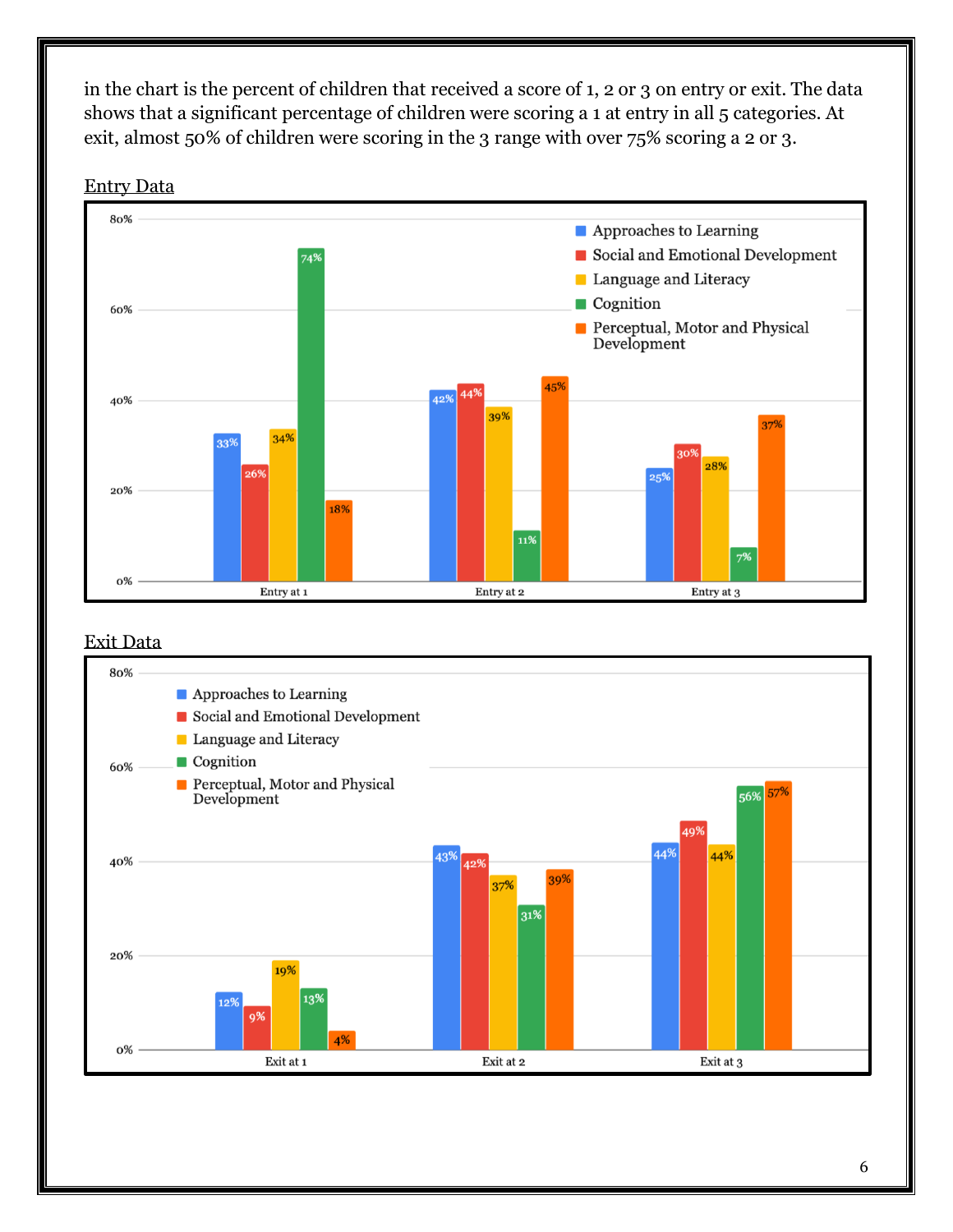in the chart is the percent of children that received a score of 1, 2 or 3 on entry or exit. The data shows that a significant percentage of children were scoring a 1 at entry in all 5 categories. At exit, almost 50% of children were scoring in the 3 range with over 75% scoring a 2 or 3.

Entry Data

| | Entry at 1 | Entry at 2 | Entry at 3 |
|---|---|---|---|
| Approaches to Learning | 33% | 42% | 25% |
| Social and Emotional Development | 26% | 44% | 30% |
| Language and Literacy | 34% | 39% | 28% |
| Cognition | 74% | 11% | 7% |
| Perceptual, Motor and Physical Development | 18% | 45% | 37% |

Exit Data

| | Exit at 1 | Exit at 2 | Exit at 3 |
|---|---|---|---|
| Approaches to Learning | 12% | 43% | 44% |
| Social and Emotional Development | 9% | 42% | 49% |
| Language and Literacy | 19% | 37% | 44% |
| Cognition | 13% | 31% | 56% |
| Perceptual, Motor and Physical Development | 4% | 39% | 57% |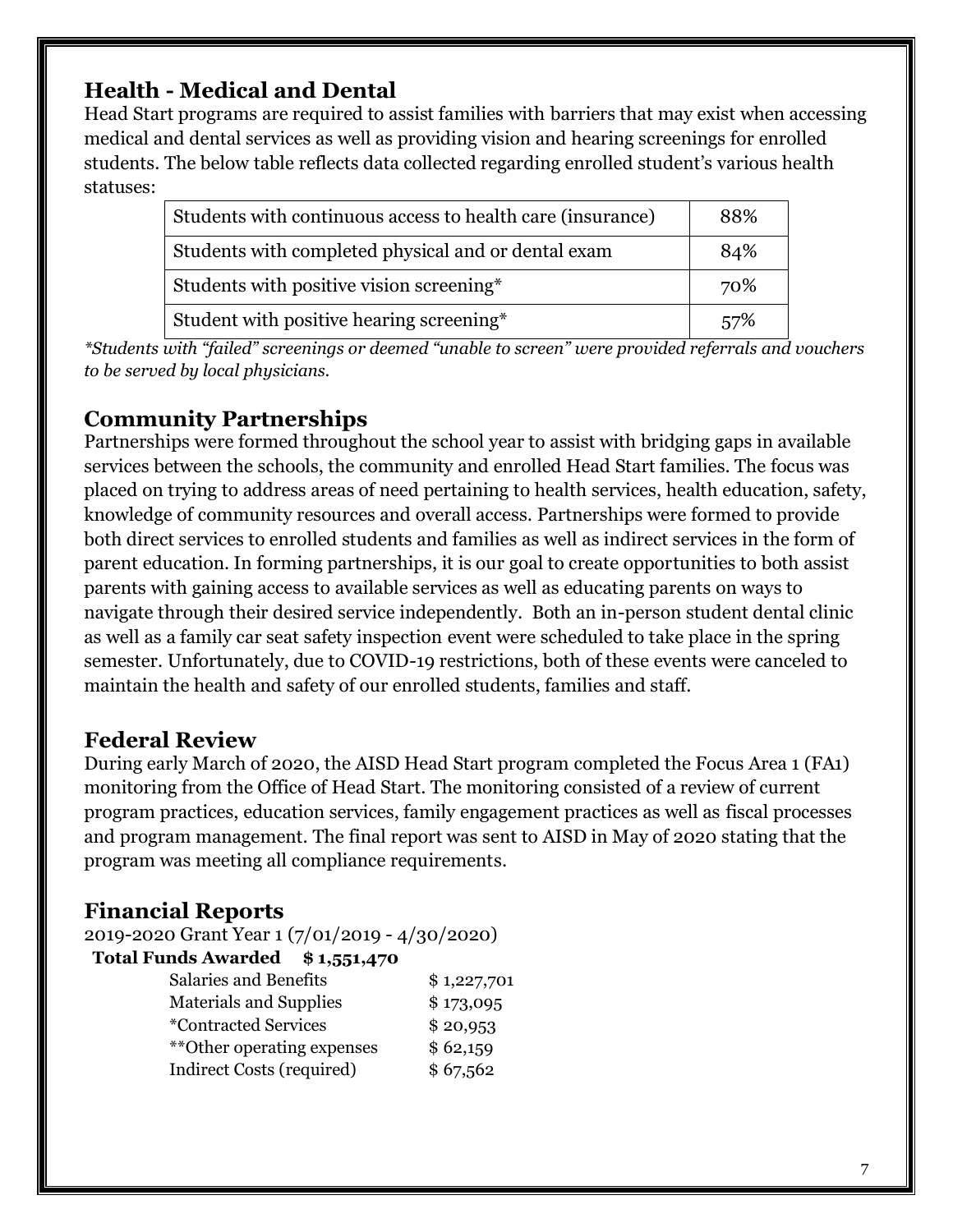## Health - Medical and Dental

Head Start programs are required to assist families with barriers that may exist when accessing medical and dental services as well as providing vision and hearing screenings for enrolled students. The below table reflects data collected regarding enrolled student's various health statuses:

| | |
|---|---|
| Students with continuous access to health care (insurance) | 88% |
| Students with completed physical and or dental exam | 84% |
| Students with positive vision screening* | 70% |
| Student with positive hearing screening* | 57% |

*\*Students with "failed" screenings or deemed "unable to screen" were provided referrals and vouchers to be served by local physicians.*

## Community Partnerships

Partnerships were formed throughout the school year to assist with bridging gaps in available services between the schools, the community and enrolled Head Start families. The focus was placed on trying to address areas of need pertaining to health services, health education, safety, knowledge of community resources and overall access. Partnerships were formed to provide both direct services to enrolled students and families as well as indirect services in the form of parent education. In forming partnerships, it is our goal to create opportunities to both assist parents with gaining access to available services as well as educating parents on ways to navigate through their desired service independently. Both an in-person student dental clinic as well as a family car seat safety inspection event were scheduled to take place in the spring semester. Unfortunately, due to COVID-19 restrictions, both of these events were canceled to maintain the health and safety of our enrolled students, families and staff.

## Federal Review

During early March of 2020, the AISD Head Start program completed the Focus Area 1 (FA1) monitoring from the Office of Head Start. The monitoring consisted of a review of current program practices, education services, family engagement practices as well as fiscal processes and program management. The final report was sent to AISD in May of 2020 stating that the program was meeting all compliance requirements.

## Financial Reports

2019-2020 Grant Year 1 (7/01/2019 - 4/30/2020)

**Total Funds Awarded $ 1,551,470**

| | |
|---|---|
| Salaries and Benefits | $ 1,227,701 |
| Materials and Supplies | $ 173,095 |
| *Contracted Services | $ 20,953 |
| **Other operating expenses | $ 62,159 |
| Indirect Costs (required) | $ 67,562 |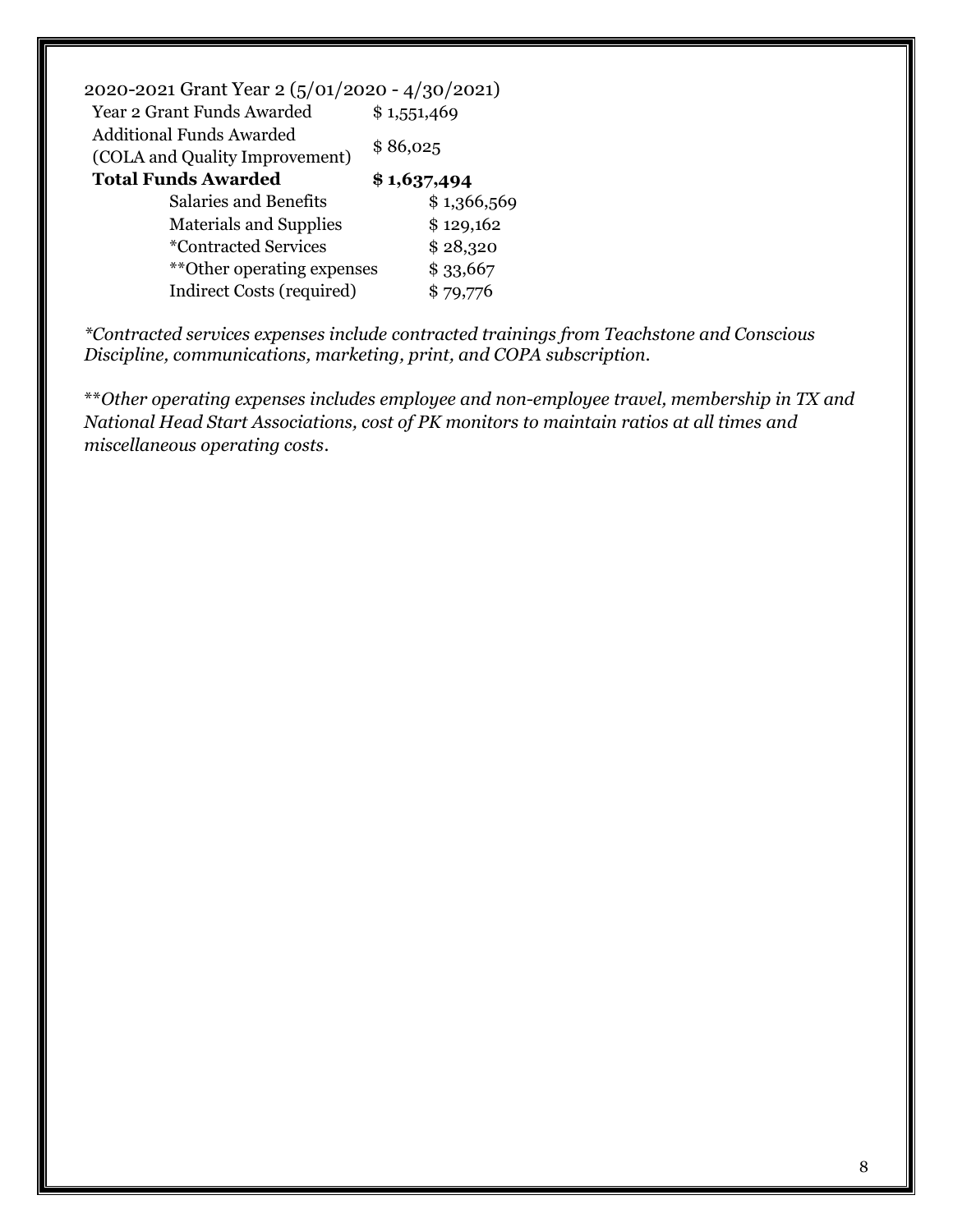2020-2021 Grant Year 2 (5/01/2020 - 4/30/2021)

| | | |
|---|---|---|
| Year 2 Grant Funds Awarded | $ 1,551,469 | |
| Additional Funds Awarded (COLA and Quality Improvement) | $ 86,025 | |
| **Total Funds Awarded** | **$ 1,637,494** | |
| Salaries and Benefits | | $ 1,366,569 |
| Materials and Supplies | | $ 129,162 |
| *Contracted Services | | $ 28,320 |
| **Other operating expenses | | $ 33,667 |
| Indirect Costs (required) | | $ 79,776 |

*\*Contracted services expenses include contracted trainings from Teachstone and Conscious Discipline, communications, marketing, print, and COPA subscription.*

\*\**Other operating expenses includes employee and non-employee travel, membership in TX and National Head Start Associations, cost of PK monitors to maintain ratios at all times and miscellaneous operating costs*.